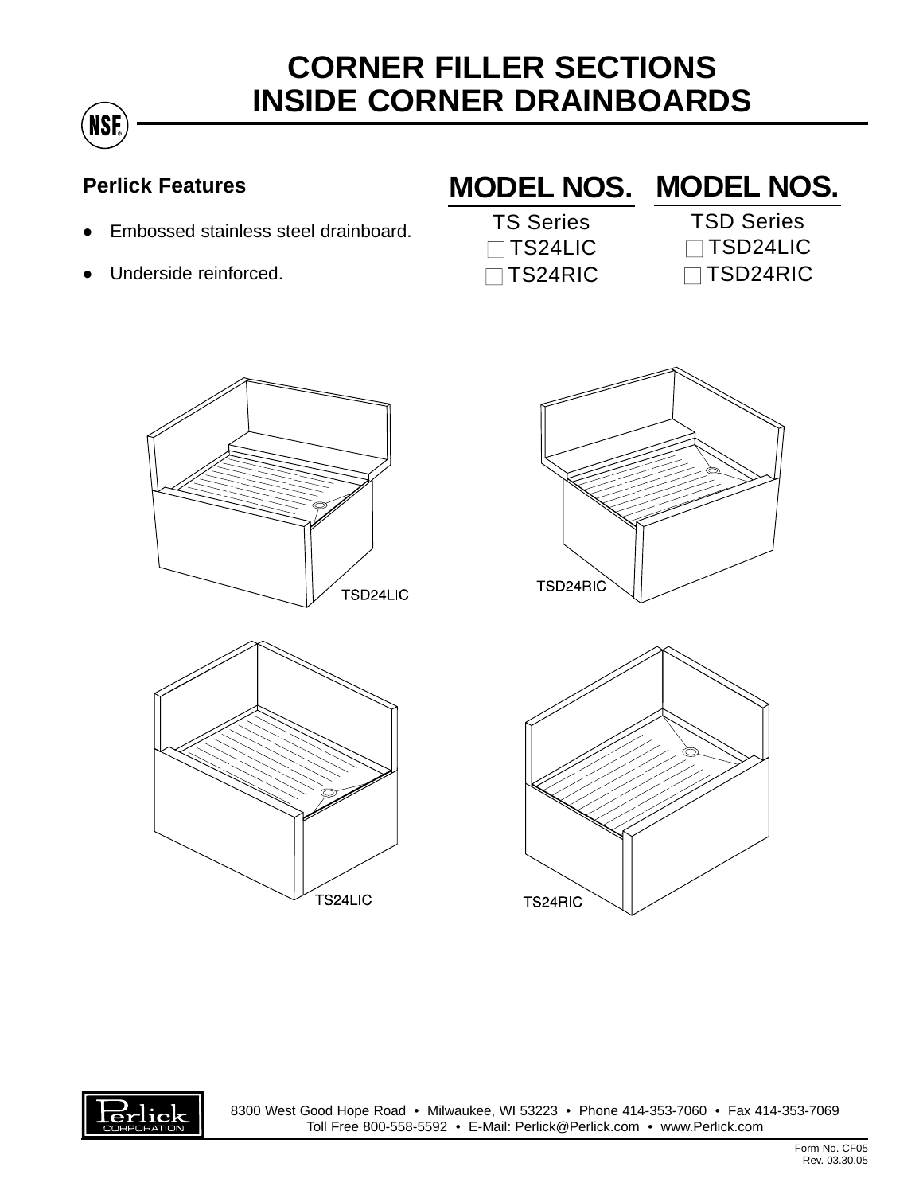# CORNER FILLER SECTIONS
# INSIDE CORNER DRAINBOARDS

NSF

**Perlick Features**

- Embossed stainless steel drainboard.
- Underside reinforced.

## MODEL NOS.

TS Series

- ☐ TS24LIC
- ☐ TS24RIC

## MODEL NOS.

TSD Series

- ☐ TSD24LIC
- ☐ TSD24RIC

TSD24LIC

TSD24RIC

TS24LIC

TS24RIC

Perlick CORPORATION

8300 West Good Hope Road • Milwaukee, WI 53223 • Phone 414-353-7060 • Fax 414-353-7069
Toll Free 800-558-5592 • E-Mail: Perlick@Perlick.com • www.Perlick.com

Form No. CF05
Rev. 03.30.05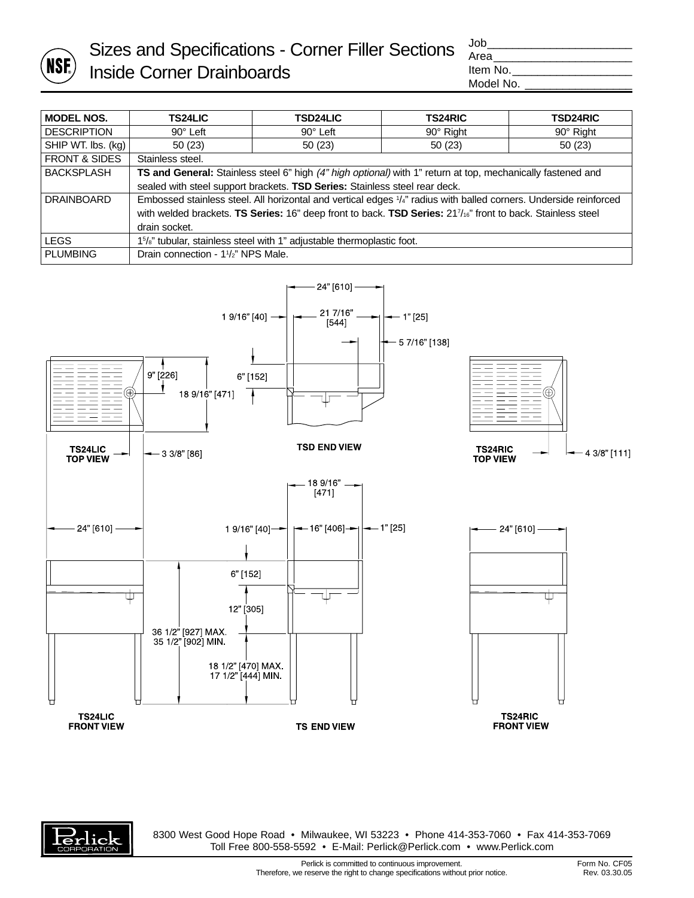# Sizes and Specifications - Corner Filler Sections Inside Corner Drainboards

Job______________________
Area_____________________
Item No.__________________
Model No. ________________

| MODEL NOS. | TS24LIC | TSD24LIC | TS24RIC | TSD24RIC |
|---|---|---|---|---|
| DESCRIPTION | 90° Left | 90° Left | 90° Right | 90° Right |
| SHIP WT. lbs. (kg) | 50 (23) | 50 (23) | 50 (23) | 50 (23) |
| FRONT & SIDES | Stainless steel. | | | |
| BACKSPLASH | **TS and General:** Stainless steel 6" high *(4" high optional)* with 1" return at top, mechanically fastened and sealed with steel support brackets. **TSD Series:** Stainless steel rear deck. | | | |
| DRAINBOARD | Embossed stainless steel. All horizontal and vertical edges 1/4" radius with balled corners. Underside reinforced with welded brackets. **TS Series:** 16" deep front to back. **TSD Series:** 21 7/16" front to back. Stainless steel drain socket. | | | |
| LEGS | 1 5/8" tubular, stainless steel with 1" adjustable thermoplastic foot. | | | |
| PLUMBING | Drain connection - 1 1/2" NPS Male. | | | |

24" [610]
1 9/16" [40]
21 7/16" [544]
1" [25]
5 7/16" [138]
9" [226]
6" [152]
18 9/16" [471]
TS24LIC TOP VIEW
3 3/8" [86]
TSD END VIEW
TS24RIC TOP VIEW
4 3/8" [111]
18 9/16" [471]
24" [610]
1 9/16" [40]
16" [406]
1" [25]
24" [610]
6" [152]
12" [305]
36 1/2" [927] MAX.
35 1/2" [902] MIN.
18 1/2" [470] MAX.
17 1/2" [444] MIN.
TS24LIC FRONT VIEW
TS END VIEW
TS24RIC FRONT VIEW

Perlick CORPORATION

8300 West Good Hope Road • Milwaukee, WI 53223 • Phone 414-353-7060 • Fax 414-353-7069
Toll Free 800-558-5592 • E-Mail: Perlick@Perlick.com • www.Perlick.com

Perlick is committed to continuous improvement.
Therefore, we reserve the right to change specifications without prior notice.

Form No. CF05
Rev. 03.30.05